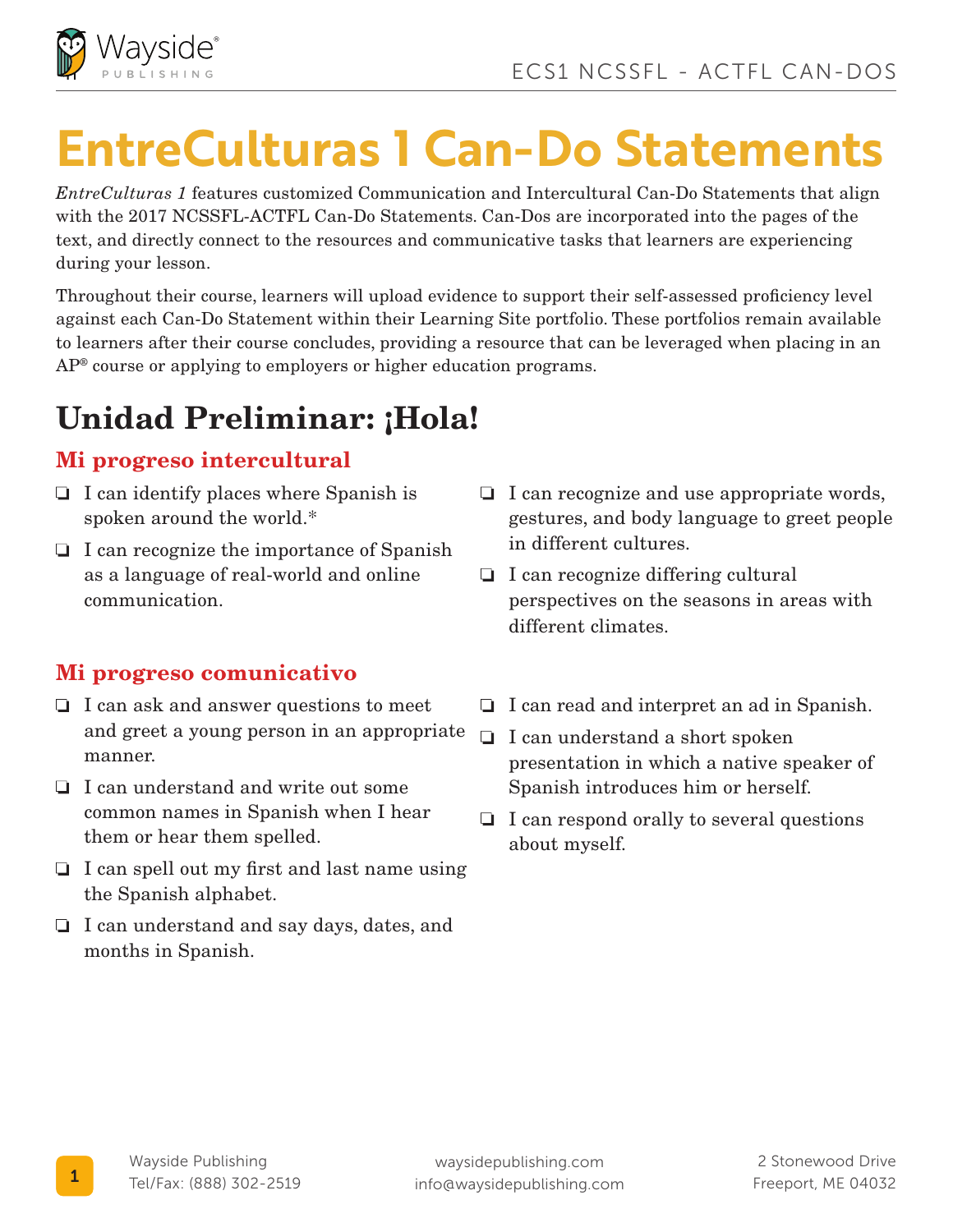# EntreCulturas 1 Can-Do Statements

*EntreCulturas 1* features customized Communication and Intercultural Can-Do Statements that align with the 2017 NCSSFL-ACTFL Can-Do Statements. Can-Dos are incorporated into the pages of the text, and directly connect to the resources and communicative tasks that learners are experiencing during your lesson.

Throughout their course, learners will upload evidence to support their self-assessed proficiency level against each Can-Do Statement within their Learning Site portfolio. These portfolios remain available to learners after their course concludes, providing a resource that can be leveraged when placing in an AP® course or applying to employers or higher education programs.

## Unidad Preliminar: ¡Hola!

### Mi progreso intercultural

- ❏ I can identify places where Spanish is spoken around the world.*
- ❏ I can recognize the importance of Spanish as a language of real-world and online communication.
- ❏ I can recognize and use appropriate words, gestures, and body language to greet people in different cultures.
- ❏ I can recognize differing cultural perspectives on the seasons in areas with different climates.

### Mi progreso comunicativo

- ❏ I can ask and answer questions to meet and greet a young person in an appropriate manner.
- ❏ I can understand and write out some common names in Spanish when I hear them or hear them spelled.
- ❏ I can spell out my first and last name using the Spanish alphabet.
- ❏ I can understand and say days, dates, and months in Spanish.
- ❏ I can read and interpret an ad in Spanish.
- ❏ I can understand a short spoken presentation in which a native speaker of Spanish introduces him or herself.
- ❏ I can respond orally to several questions about myself.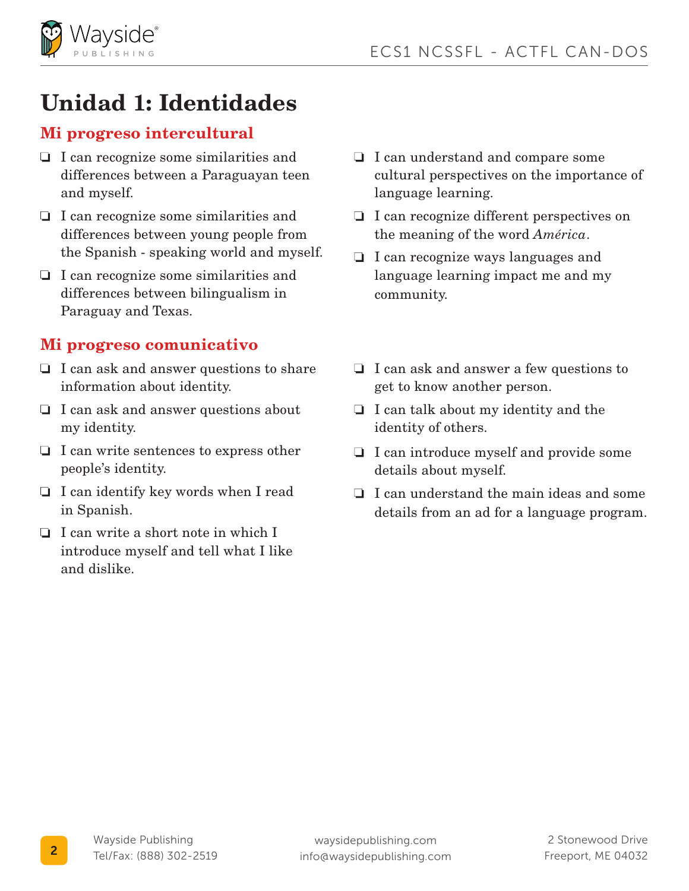# Unidad 1: Identidades

## Mi progreso intercultural

- ❏ I can recognize some similarities and differences between a Paraguayan teen and myself.
- ❏ I can recognize some similarities and differences between young people from the Spanish - speaking world and myself.
- ❏ I can recognize some similarities and differences between bilingualism in Paraguay and Texas.
- ❏ I can understand and compare some cultural perspectives on the importance of language learning.
- ❏ I can recognize different perspectives on the meaning of the word *América*.
- ❏ I can recognize ways languages and language learning impact me and my community.

## Mi progreso comunicativo

- ❏ I can ask and answer questions to share information about identity.
- ❏ I can ask and answer questions about my identity.
- ❏ I can write sentences to express other people's identity.
- ❏ I can identify key words when I read in Spanish.
- ❏ I can write a short note in which I introduce myself and tell what I like and dislike.
- ❏ I can ask and answer a few questions to get to know another person.
- ❏ I can talk about my identity and the identity of others.
- ❏ I can introduce myself and provide some details about myself.
- ❏ I can understand the main ideas and some details from an ad for a language program.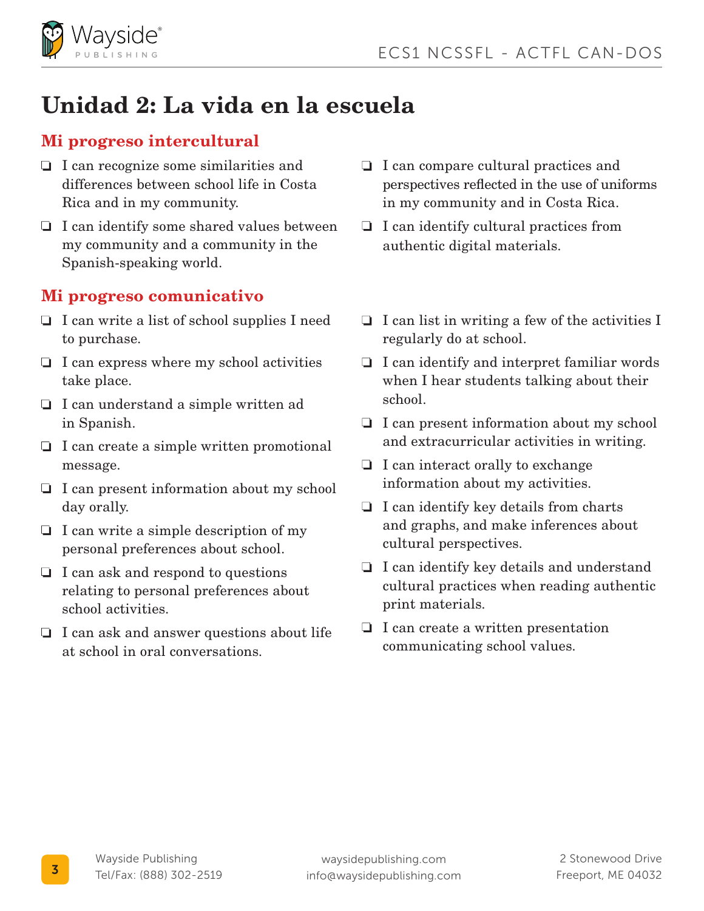# Unidad 2: La vida en la escuela

## Mi progreso intercultural

- ❏ I can recognize some similarities and differences between school life in Costa Rica and in my community.
- ❏ I can identify some shared values between my community and a community in the Spanish-speaking world.
- ❏ I can compare cultural practices and perspectives reflected in the use of uniforms in my community and in Costa Rica.
- ❏ I can identify cultural practices from authentic digital materials.

## Mi progreso comunicativo

- ❏ I can write a list of school supplies I need to purchase.
- ❏ I can express where my school activities take place.
- ❏ I can understand a simple written ad in Spanish.
- ❏ I can create a simple written promotional message.
- ❏ I can present information about my school day orally.
- ❏ I can write a simple description of my personal preferences about school.
- ❏ I can ask and respond to questions relating to personal preferences about school activities.
- ❏ I can ask and answer questions about life at school in oral conversations.
- ❏ I can list in writing a few of the activities I regularly do at school.
- ❏ I can identify and interpret familiar words when I hear students talking about their school.
- ❏ I can present information about my school and extracurricular activities in writing.
- ❏ I can interact orally to exchange information about my activities.
- ❏ I can identify key details from charts and graphs, and make inferences about cultural perspectives.
- ❏ I can identify key details and understand cultural practices when reading authentic print materials.
- ❏ I can create a written presentation communicating school values.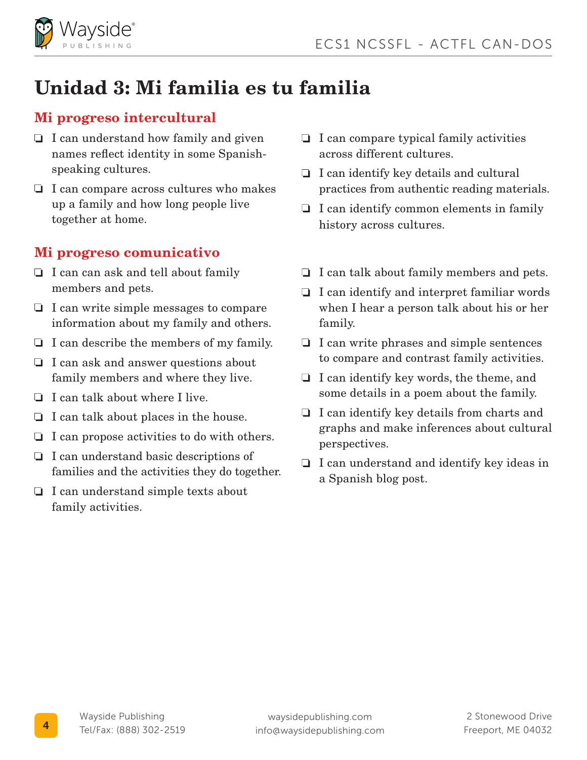# Unidad 3: Mi familia es tu familia

## Mi progreso intercultural

- ❑ I can understand how family and given names reflect identity in some Spanish-speaking cultures.
- ❑ I can compare across cultures who makes up a family and how long people live together at home.
- ❑ I can compare typical family activities across different cultures.
- ❑ I can identify key details and cultural practices from authentic reading materials.
- ❑ I can identify common elements in family history across cultures.

## Mi progreso comunicativo

- ❑ I can can ask and tell about family members and pets.
- ❑ I can write simple messages to compare information about my family and others.
- ❑ I can describe the members of my family.
- ❑ I can ask and answer questions about family members and where they live.
- ❑ I can talk about where I live.
- ❑ I can talk about places in the house.
- ❑ I can propose activities to do with others.
- ❑ I can understand basic descriptions of families and the activities they do together.
- ❑ I can understand simple texts about family activities.
- ❑ I can talk about family members and pets.
- ❑ I can identify and interpret familiar words when I hear a person talk about his or her family.
- ❑ I can write phrases and simple sentences to compare and contrast family activities.
- ❑ I can identify key words, the theme, and some details in a poem about the family.
- ❑ I can identify key details from charts and graphs and make inferences about cultural perspectives.
- ❑ I can understand and identify key ideas in a Spanish blog post.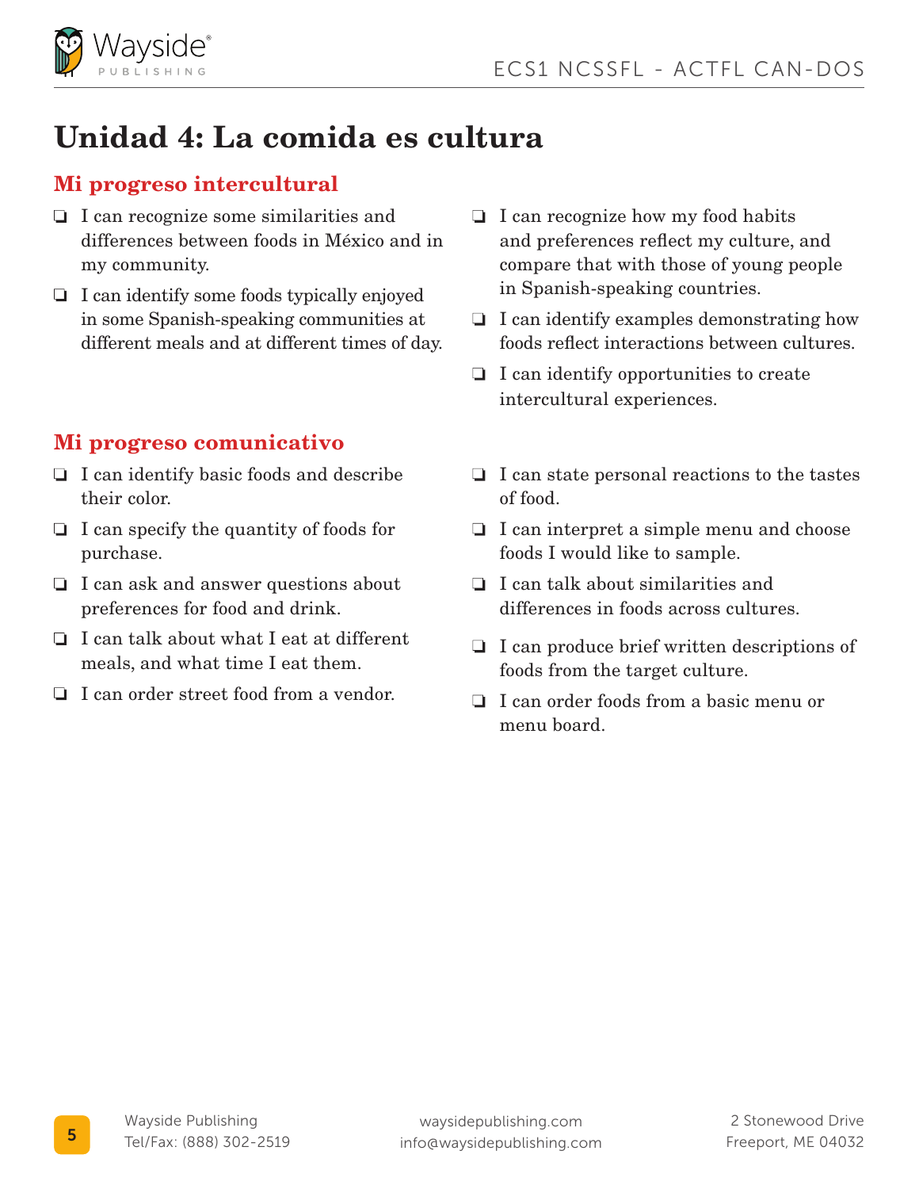# Unidad 4: La comida es cultura

## Mi progreso intercultural

- ❏ I can recognize some similarities and differences between foods in México and in my community.
- ❏ I can identify some foods typically enjoyed in some Spanish-speaking communities at different meals and at different times of day.
- ❏ I can recognize how my food habits and preferences reflect my culture, and compare that with those of young people in Spanish-speaking countries.
- ❏ I can identify examples demonstrating how foods reflect interactions between cultures.
- ❏ I can identify opportunities to create intercultural experiences.

## Mi progreso comunicativo

- ❏ I can identify basic foods and describe their color.
- ❏ I can specify the quantity of foods for purchase.
- ❏ I can ask and answer questions about preferences for food and drink.
- ❏ I can talk about what I eat at different meals, and what time I eat them.
- ❏ I can order street food from a vendor.
- ❏ I can state personal reactions to the tastes of food.
- ❏ I can interpret a simple menu and choose foods I would like to sample.
- ❏ I can talk about similarities and differences in foods across cultures.
- ❏ I can produce brief written descriptions of foods from the target culture.
- ❏ I can order foods from a basic menu or menu board.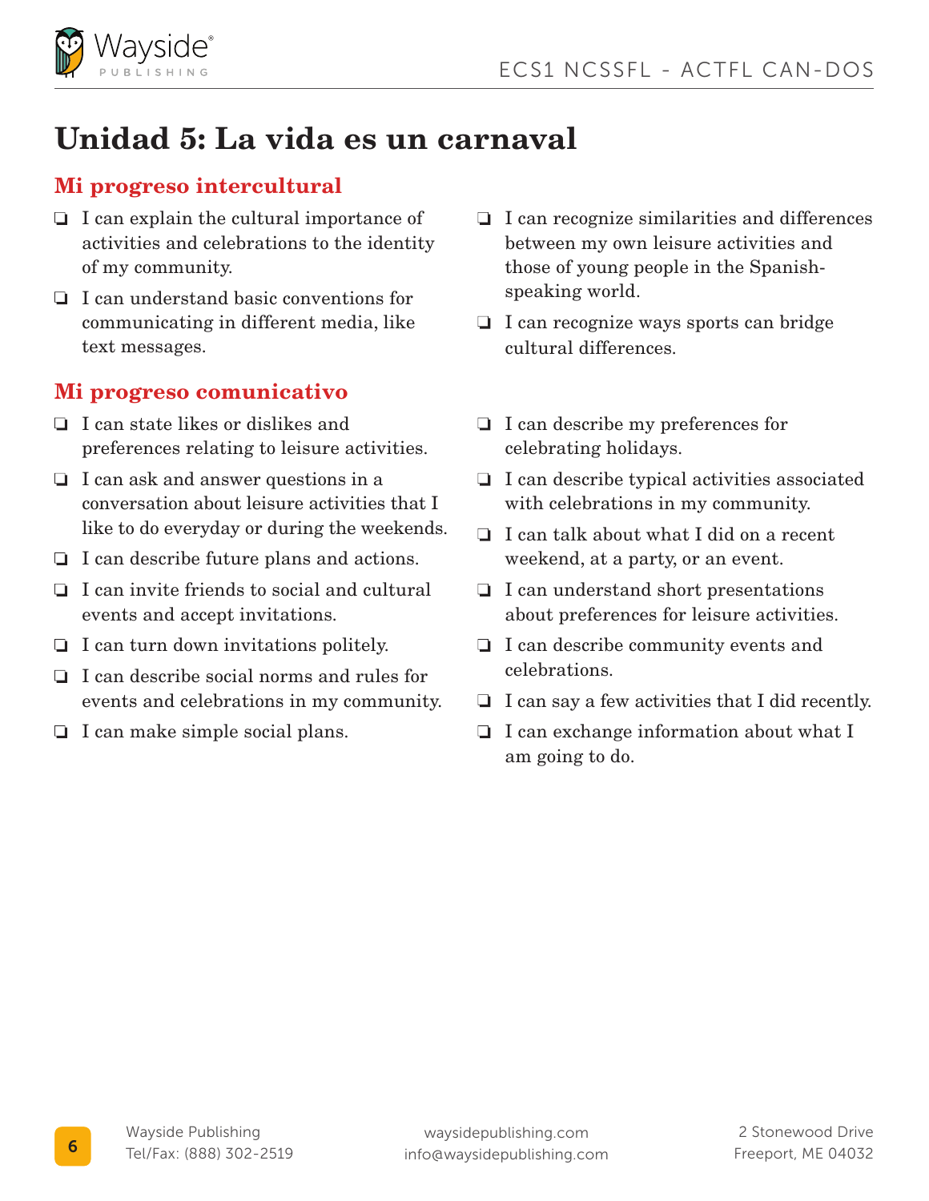# Unidad 5: La vida es un carnaval

## Mi progreso intercultural

- ❏ I can explain the cultural importance of activities and celebrations to the identity of my community.
- ❏ I can understand basic conventions for communicating in different media, like text messages.
- ❏ I can recognize similarities and differences between my own leisure activities and those of young people in the Spanish-speaking world.
- ❏ I can recognize ways sports can bridge cultural differences.

## Mi progreso comunicativo

- ❏ I can state likes or dislikes and preferences relating to leisure activities.
- ❏ I can ask and answer questions in a conversation about leisure activities that I like to do everyday or during the weekends.
- ❏ I can describe future plans and actions.
- ❏ I can invite friends to social and cultural events and accept invitations.
- ❏ I can turn down invitations politely.
- ❏ I can describe social norms and rules for events and celebrations in my community.
- ❏ I can make simple social plans.
- ❏ I can describe my preferences for celebrating holidays.
- ❏ I can describe typical activities associated with celebrations in my community.
- ❏ I can talk about what I did on a recent weekend, at a party, or an event.
- ❏ I can understand short presentations about preferences for leisure activities.
- ❏ I can describe community events and celebrations.
- ❏ I can say a few activities that I did recently.
- ❏ I can exchange information about what I am going to do.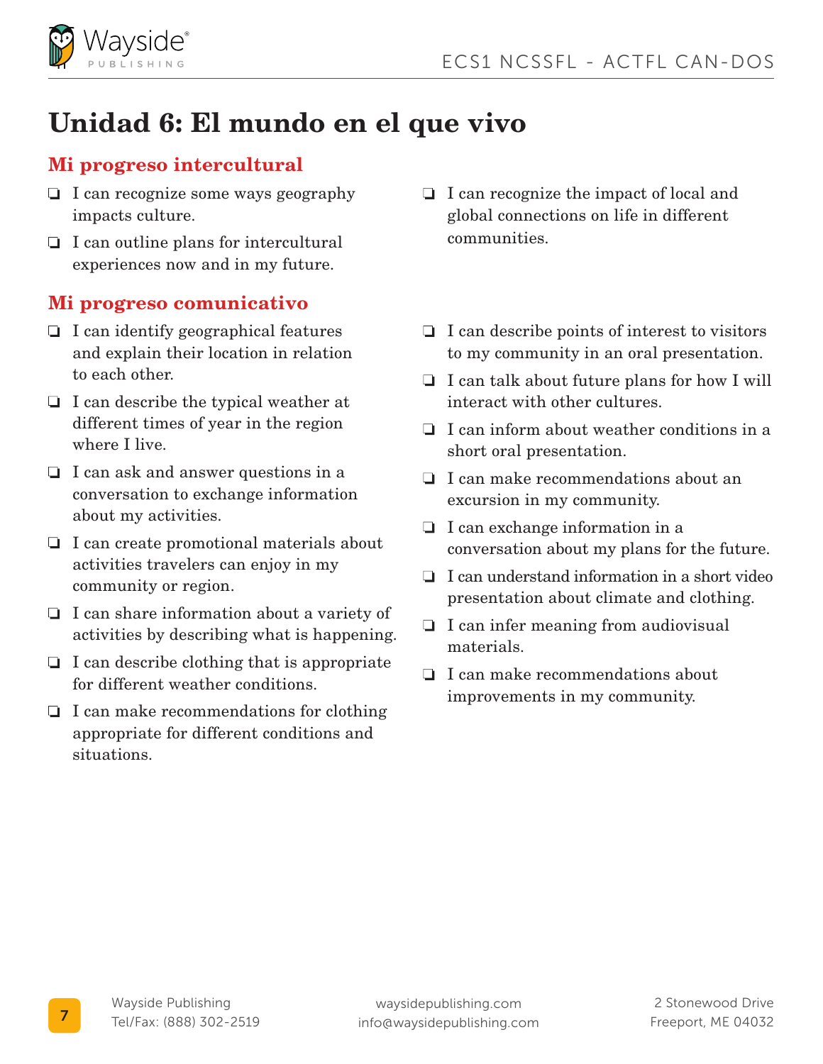# Unidad 6: El mundo en el que vivo

## Mi progreso intercultural

- ❏ I can recognize some ways geography impacts culture.
- ❏ I can outline plans for intercultural experiences now and in my future.
- ❏ I can recognize the impact of local and global connections on life in different communities.

## Mi progreso comunicativo

- ❏ I can identify geographical features and explain their location in relation to each other.
- ❏ I can describe the typical weather at different times of year in the region where I live.
- ❏ I can ask and answer questions in a conversation to exchange information about my activities.
- ❏ I can create promotional materials about activities travelers can enjoy in my community or region.
- ❏ I can share information about a variety of activities by describing what is happening.
- ❏ I can describe clothing that is appropriate for different weather conditions.
- ❏ I can make recommendations for clothing appropriate for different conditions and situations.
- ❏ I can describe points of interest to visitors to my community in an oral presentation.
- ❏ I can talk about future plans for how I will interact with other cultures.
- ❏ I can inform about weather conditions in a short oral presentation.
- ❏ I can make recommendations about an excursion in my community.
- ❏ I can exchange information in a conversation about my plans for the future.
- ❏ I can understand information in a short video presentation about climate and clothing.
- ❏ I can infer meaning from audiovisual materials.
- ❏ I can make recommendations about improvements in my community.